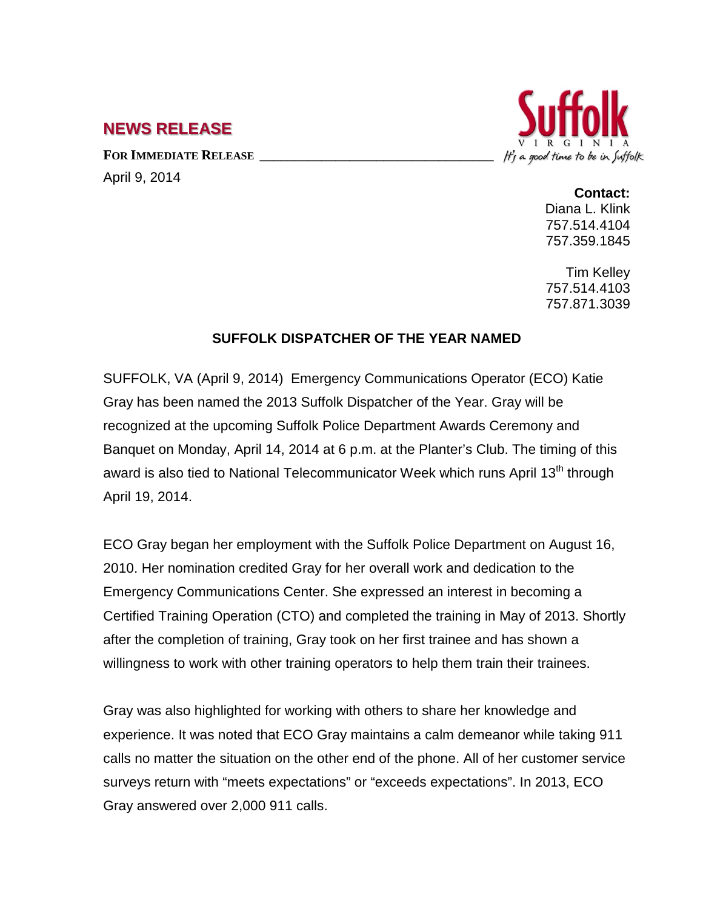# NEWS RELEASE

**FOR IMMEDIATE RELEASE**

April 9, 2014

Suffolk
VIRGINIA
*It's a good time to be in Suffolk*

**Contact:**
Diana L. Klink
757.514.4104
757.359.1845

Tim Kelley
757.514.4103
757.871.3039

## SUFFOLK DISPATCHER OF THE YEAR NAMED

SUFFOLK, VA (April 9, 2014) Emergency Communications Operator (ECO) Katie Gray has been named the 2013 Suffolk Dispatcher of the Year. Gray will be recognized at the upcoming Suffolk Police Department Awards Ceremony and Banquet on Monday, April 14, 2014 at 6 p.m. at the Planter's Club. The timing of this award is also tied to National Telecommunicator Week which runs April 13th through April 19, 2014.

ECO Gray began her employment with the Suffolk Police Department on August 16, 2010. Her nomination credited Gray for her overall work and dedication to the Emergency Communications Center. She expressed an interest in becoming a Certified Training Operation (CTO) and completed the training in May of 2013. Shortly after the completion of training, Gray took on her first trainee and has shown a willingness to work with other training operators to help them train their trainees.

Gray was also highlighted for working with others to share her knowledge and experience. It was noted that ECO Gray maintains a calm demeanor while taking 911 calls no matter the situation on the other end of the phone. All of her customer service surveys return with "meets expectations" or "exceeds expectations". In 2013, ECO Gray answered over 2,000 911 calls.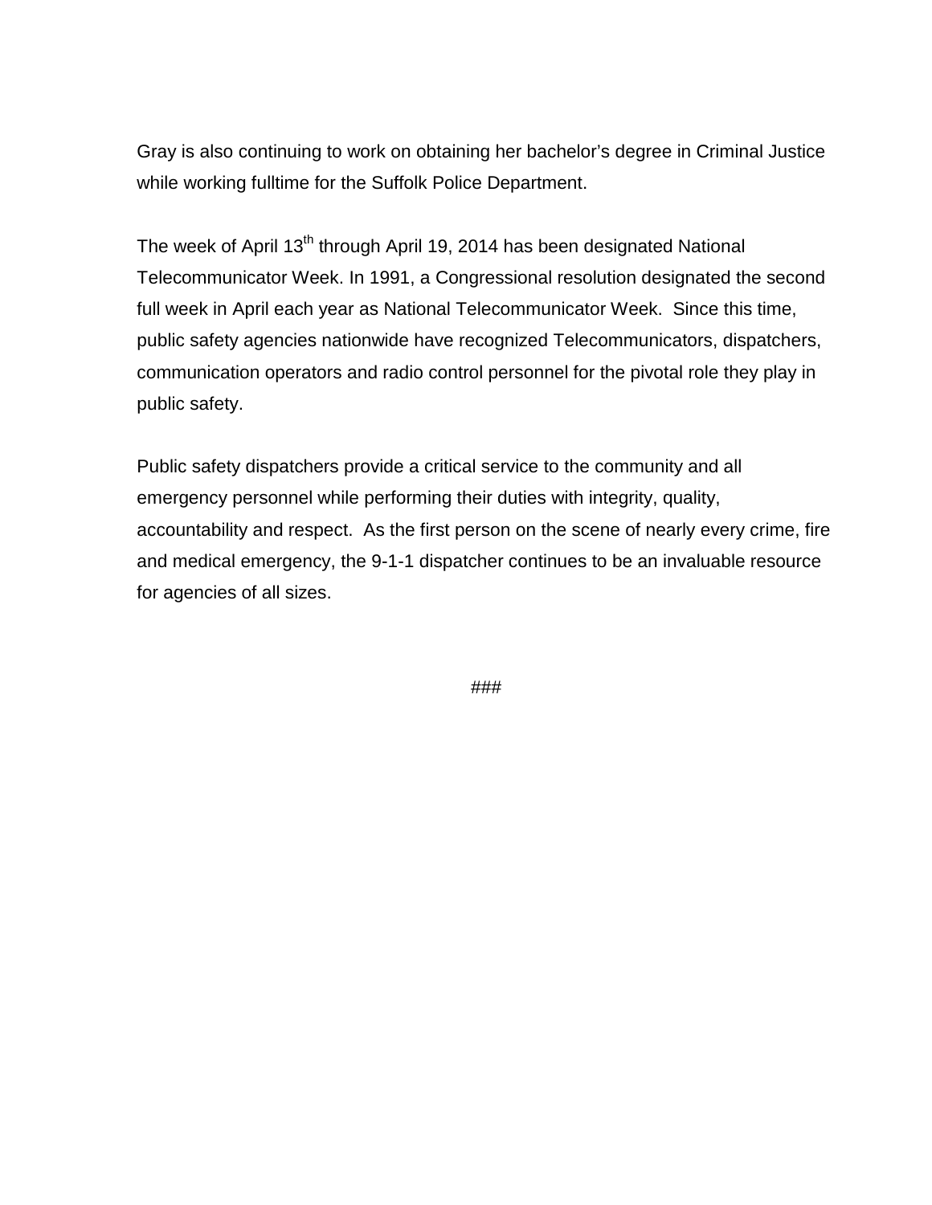Gray is also continuing to work on obtaining her bachelor's degree in Criminal Justice while working fulltime for the Suffolk Police Department.

The week of April 13th through April 19, 2014 has been designated National Telecommunicator Week. In 1991, a Congressional resolution designated the second full week in April each year as National Telecommunicator Week. Since this time, public safety agencies nationwide have recognized Telecommunicators, dispatchers, communication operators and radio control personnel for the pivotal role they play in public safety.

Public safety dispatchers provide a critical service to the community and all emergency personnel while performing their duties with integrity, quality, accountability and respect. As the first person on the scene of nearly every crime, fire and medical emergency, the 9-1-1 dispatcher continues to be an invaluable resource for agencies of all sizes.

###